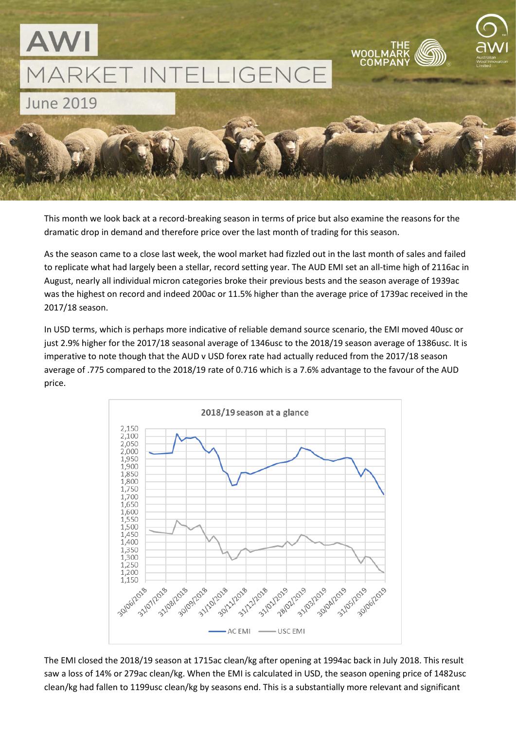# AWI MARKET INTELLIGENCE

## June 2019

This month we look back at a record-breaking season in terms of price but also examine the reasons for the dramatic drop in demand and therefore price over the last month of trading for this season.

As the season came to a close last week, the wool market had fizzled out in the last month of sales and failed to replicate what had largely been a stellar, record setting year. The AUD EMI set an all-time high of 2116ac in August, nearly all individual micron categories broke their previous bests and the season average of 1939ac was the highest on record and indeed 200ac or 11.5% higher than the average price of 1739ac received in the 2017/18 season.

In USD terms, which is perhaps more indicative of reliable demand source scenario, the EMI moved 40usc or just 2.9% higher for the 2017/18 seasonal average of 1346usc to the 2018/19 season average of 1386usc. It is imperative to note though that the AUD v USD forex rate had actually reduced from the 2017/18 season average of .775 compared to the 2018/19 rate of 0.716 which is a 7.6% advantage to the favour of the AUD price.

2018/19 season at a glance

The EMI closed the 2018/19 season at 1715ac clean/kg after opening at 1994ac back in July 2018. This result saw a loss of 14% or 279ac clean/kg. When the EMI is calculated in USD, the season opening price of 1482usc clean/kg had fallen to 1199usc clean/kg by seasons end. This is a substantially more relevant and significant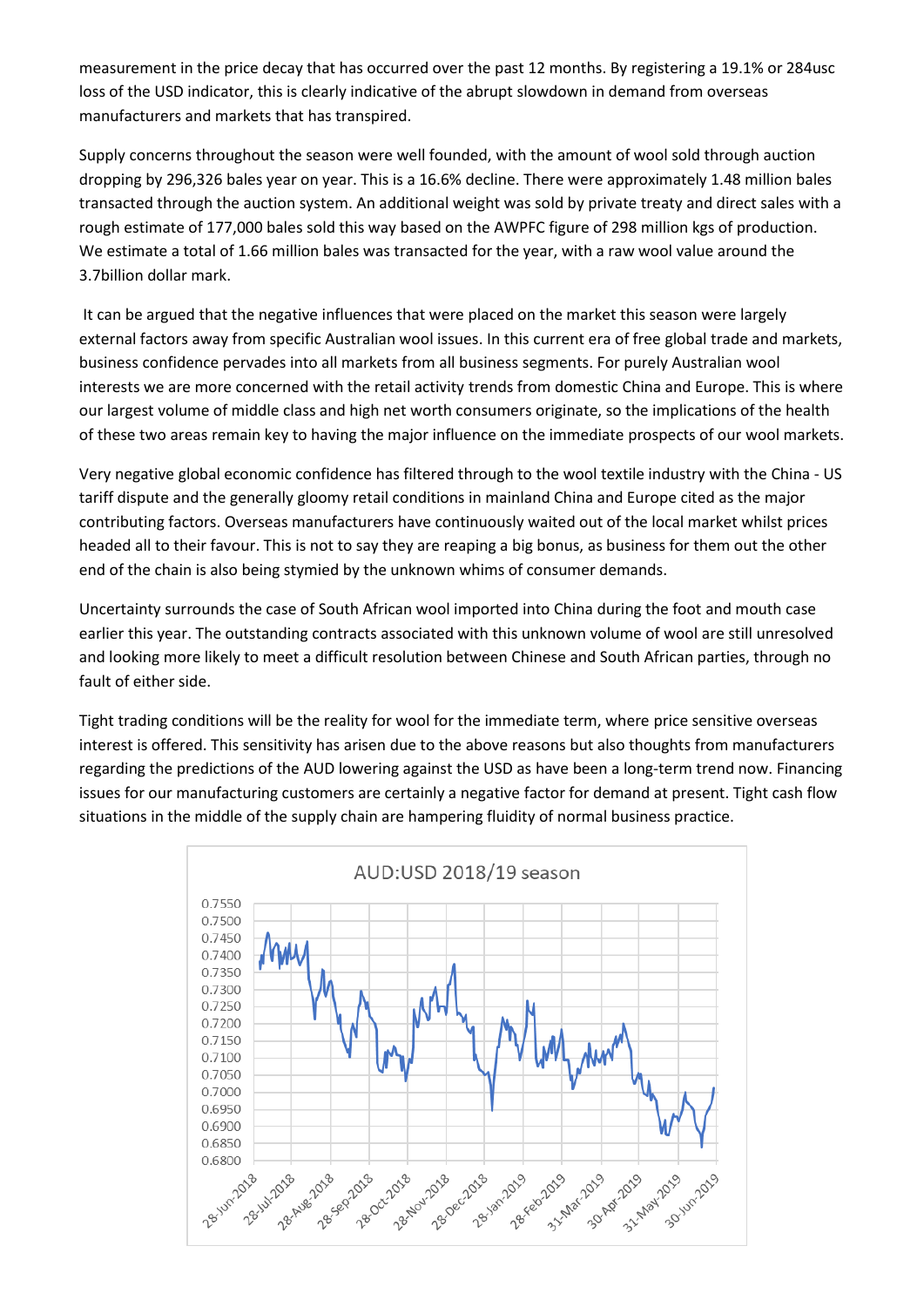measurement in the price decay that has occurred over the past 12 months. By registering a 19.1% or 284usc loss of the USD indicator, this is clearly indicative of the abrupt slowdown in demand from overseas manufacturers and markets that has transpired.

Supply concerns throughout the season were well founded, with the amount of wool sold through auction dropping by 296,326 bales year on year. This is a 16.6% decline. There were approximately 1.48 million bales transacted through the auction system. An additional weight was sold by private treaty and direct sales with a rough estimate of 177,000 bales sold this way based on the AWPFC figure of 298 million kgs of production. We estimate a total of 1.66 million bales was transacted for the year, with a raw wool value around the 3.7billion dollar mark.

It can be argued that the negative influences that were placed on the market this season were largely external factors away from specific Australian wool issues. In this current era of free global trade and markets, business confidence pervades into all markets from all business segments. For purely Australian wool interests we are more concerned with the retail activity trends from domestic China and Europe. This is where our largest volume of middle class and high net worth consumers originate, so the implications of the health of these two areas remain key to having the major influence on the immediate prospects of our wool markets.

Very negative global economic confidence has filtered through to the wool textile industry with the China - US tariff dispute and the generally gloomy retail conditions in mainland China and Europe cited as the major contributing factors. Overseas manufacturers have continuously waited out of the local market whilst prices headed all to their favour. This is not to say they are reaping a big bonus, as business for them out the other end of the chain is also being stymied by the unknown whims of consumer demands.

Uncertainty surrounds the case of South African wool imported into China during the foot and mouth case earlier this year. The outstanding contracts associated with this unknown volume of wool are still unresolved and looking more likely to meet a difficult resolution between Chinese and South African parties, through no fault of either side.

Tight trading conditions will be the reality for wool for the immediate term, where price sensitive overseas interest is offered. This sensitivity has arisen due to the above reasons but also thoughts from manufacturers regarding the predictions of the AUD lowering against the USD as have been a long-term trend now. Financing issues for our manufacturing customers are certainly a negative factor for demand at present. Tight cash flow situations in the middle of the supply chain are hampering fluidity of normal business practice.

AUD:USD 2018/19 season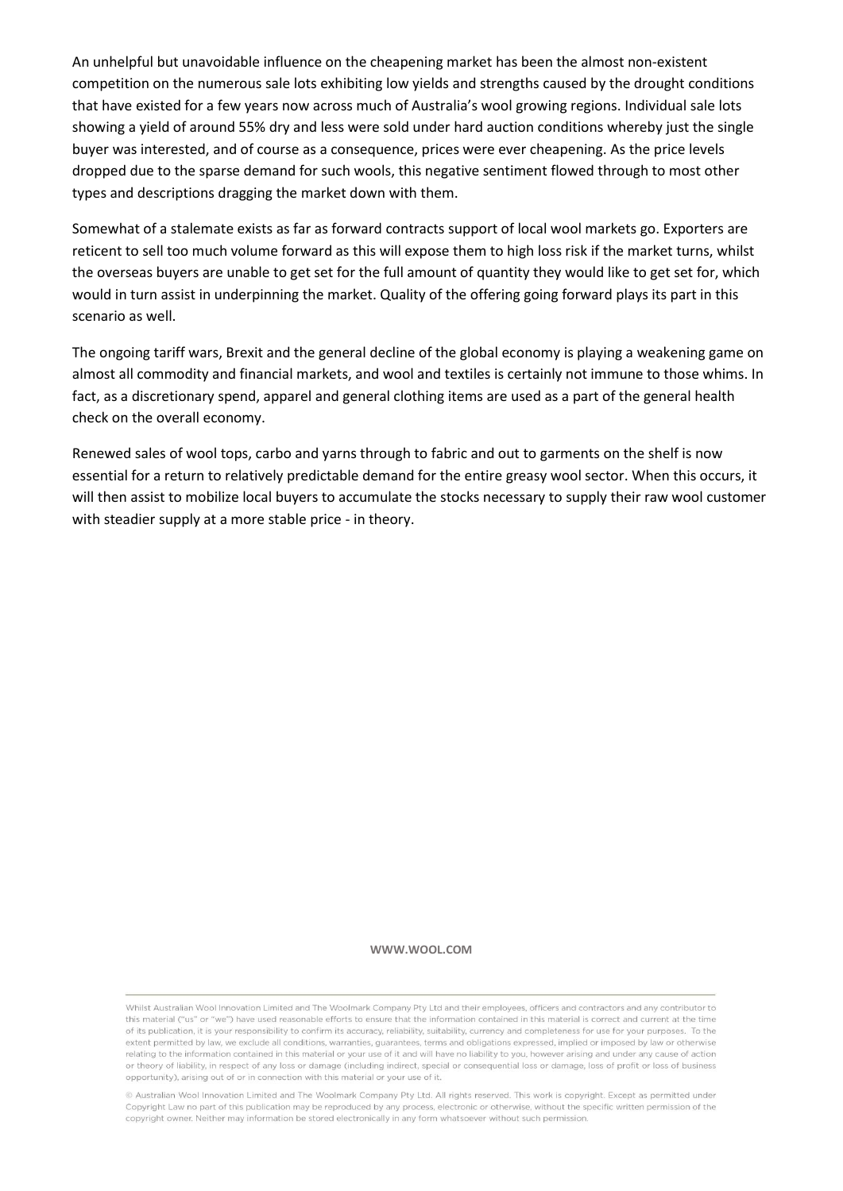An unhelpful but unavoidable influence on the cheapening market has been the almost non-existent competition on the numerous sale lots exhibiting low yields and strengths caused by the drought conditions that have existed for a few years now across much of Australia's wool growing regions. Individual sale lots showing a yield of around 55% dry and less were sold under hard auction conditions whereby just the single buyer was interested, and of course as a consequence, prices were ever cheapening. As the price levels dropped due to the sparse demand for such wools, this negative sentiment flowed through to most other types and descriptions dragging the market down with them.

Somewhat of a stalemate exists as far as forward contracts support of local wool markets go. Exporters are reticent to sell too much volume forward as this will expose them to high loss risk if the market turns, whilst the overseas buyers are unable to get set for the full amount of quantity they would like to get set for, which would in turn assist in underpinning the market. Quality of the offering going forward plays its part in this scenario as well.

The ongoing tariff wars, Brexit and the general decline of the global economy is playing a weakening game on almost all commodity and financial markets, and wool and textiles is certainly not immune to those whims. In fact, as a discretionary spend, apparel and general clothing items are used as a part of the general health check on the overall economy.

Renewed sales of wool tops, carbo and yarns through to fabric and out to garments on the shelf is now essential for a return to relatively predictable demand for the entire greasy wool sector. When this occurs, it will then assist to mobilize local buyers to accumulate the stocks necessary to supply their raw wool customer with steadier supply at a more stable price - in theory.

**WWW.WOOL.COM**

Whilst Australian Wool Innovation Limited and The Woolmark Company Pty Ltd and their employees, officers and contractors and any contributor to this material ("us" or "we") have used reasonable efforts to ensure that the information contained in this material is correct and current at the time of its publication, it is your responsibility to confirm its accuracy, reliability, suitability, currency and completeness for use for your purposes. To the extent permitted by law, we exclude all conditions, warranties, guarantees, terms and obligations expressed, implied or imposed by law or otherwise relating to the information contained in this material or your use of it and will have no liability to you, however arising and under any cause of action or theory of liability, in respect of any loss or damage (including indirect, special or consequential loss or damage, loss of profit or loss of business opportunity), arising out of or in connection with this material or your use of it.

© Australian Wool Innovation Limited and The Woolmark Company Pty Ltd. All rights reserved. This work is copyright. Except as permitted under Copyright Law no part of this publication may be reproduced by any process, electronic or otherwise, without the specific written permission of the copyright owner. Neither may information be stored electronically in any form whatsoever without such permission.